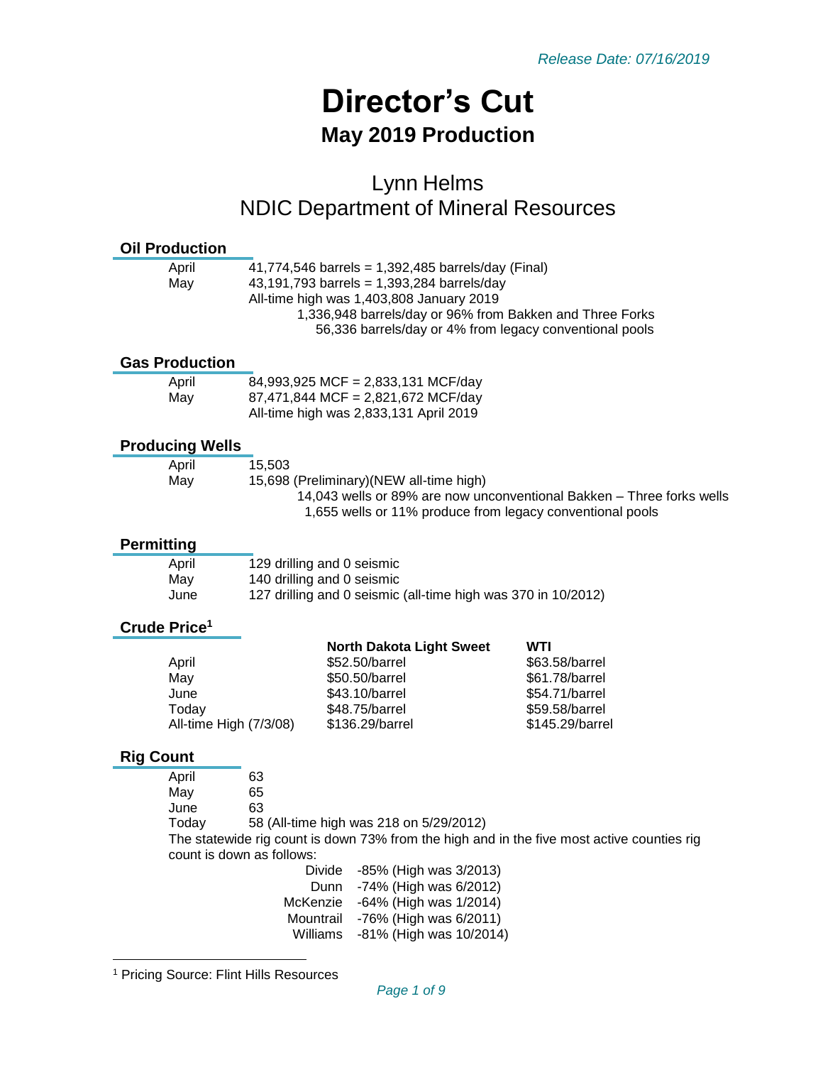*Release Date: 07/16/2019*

# Director's Cut

## May 2019 Production

Lynn Helms
NDIC Department of Mineral Resources

### Oil Production

| | |
|---|---|
| April | 41,774,546 barrels = 1,392,485 barrels/day (Final) |
| May | 43,191,793 barrels = 1,393,284 barrels/day |
| | All-time high was 1,403,808 January 2019 |
| | 1,336,948 barrels/day or 96% from Bakken and Three Forks |
| | 56,336 barrels/day or 4% from legacy conventional pools |

### Gas Production

| | |
|---|---|
| April | 84,993,925 MCF = 2,833,131 MCF/day |
| May | 87,471,844 MCF = 2,821,672 MCF/day |
| | All-time high was 2,833,131 April 2019 |

### Producing Wells

| | |
|---|---|
| April | 15,503 |
| May | 15,698 (Preliminary)(NEW all-time high) |
| | 14,043 wells or 89% are now unconventional Bakken – Three forks wells |
| | 1,655 wells or 11% produce from legacy conventional pools |

### Permitting

| | |
|---|---|
| April | 129 drilling and 0 seismic |
| May | 140 drilling and 0 seismic |
| June | 127 drilling and 0 seismic (all-time high was 370 in 10/2012) |

### Crude Price[1]

| | North Dakota Light Sweet | WTI |
|---|---|---|
| April | $52.50/barrel | $63.58/barrel |
| May | $50.50/barrel | $61.78/barrel |
| June | $43.10/barrel | $54.71/barrel |
| Today | $48.75/barrel | $59.58/barrel |
| All-time High (7/3/08) | $136.29/barrel | $145.29/barrel |

### Rig Count

| | |
|---|---|
| April | 63 |
| May | 65 |
| June | 63 |
| Today | 58 (All-time high was 218 on 5/29/2012) |

The statewide rig count is down 73% from the high and in the five most active counties rig count is down as follows:

| | |
|---|---|
| Divide | -85% (High was 3/2013) |
| Dunn | -74% (High was 6/2012) |
| McKenzie | -64% (High was 1/2014) |
| Mountrail | -76% (High was 6/2011) |
| Williams | -81% (High was 10/2014) |

[1] Pricing Source: Flint Hills Resources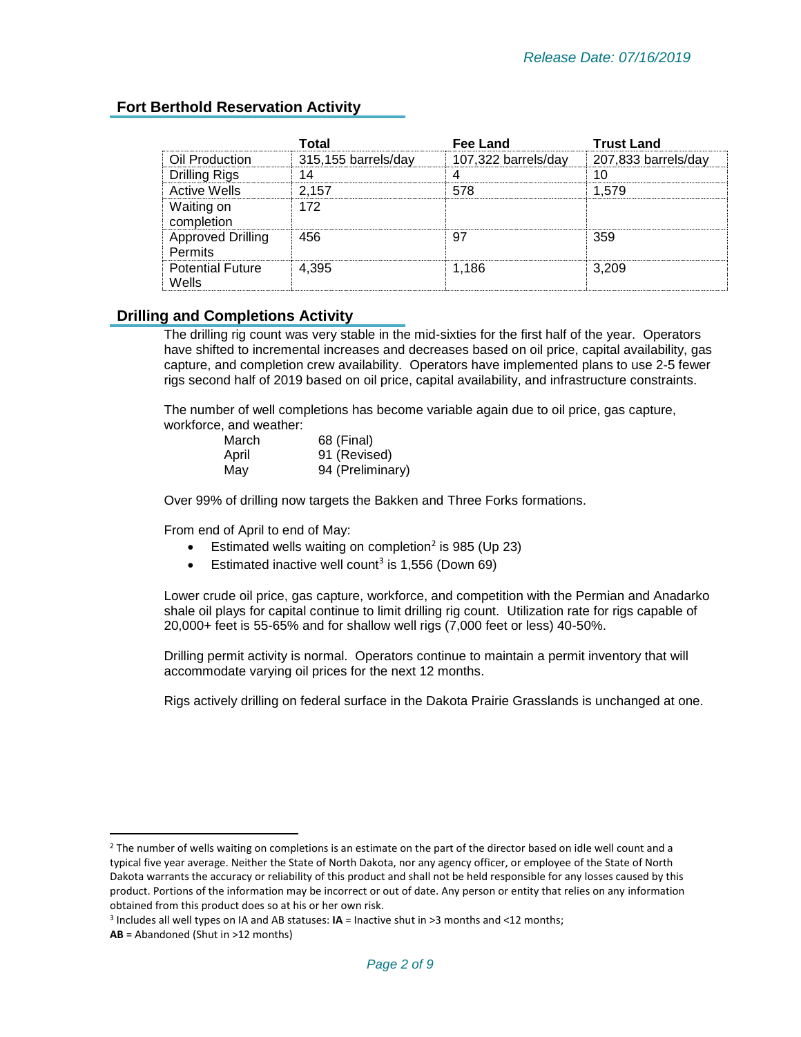## Fort Berthold Reservation Activity

| | Total | Fee Land | Trust Land |
|---|---|---|---|
| Oil Production | 315,155 barrels/day | 107,322 barrels/day | 207,833 barrels/day |
| Drilling Rigs | 14 | 4 | 10 |
| Active Wells | 2,157 | 578 | 1,579 |
| Waiting on completion | 172 | | |
| Approved Drilling Permits | 456 | 97 | 359 |
| Potential Future Wells | 4,395 | 1,186 | 3,209 |

## Drilling and Completions Activity

The drilling rig count was very stable in the mid-sixties for the first half of the year. Operators have shifted to incremental increases and decreases based on oil price, capital availability, gas capture, and completion crew availability. Operators have implemented plans to use 2-5 fewer rigs second half of 2019 based on oil price, capital availability, and infrastructure constraints.

The number of well completions has become variable again due to oil price, gas capture, workforce, and weather:

| | |
|---|---|
| March | 68 (Final) |
| April | 91 (Revised) |
| May | 94 (Preliminary) |

Over 99% of drilling now targets the Bakken and Three Forks formations.

From end of April to end of May:

- Estimated wells waiting on completion[2] is 985 (Up 23)
- Estimated inactive well count[3] is 1,556 (Down 69)

Lower crude oil price, gas capture, workforce, and competition with the Permian and Anadarko shale oil plays for capital continue to limit drilling rig count. Utilization rate for rigs capable of 20,000+ feet is 55-65% and for shallow well rigs (7,000 feet or less) 40-50%.

Drilling permit activity is normal. Operators continue to maintain a permit inventory that will accommodate varying oil prices for the next 12 months.

Rigs actively drilling on federal surface in the Dakota Prairie Grasslands is unchanged at one.

---

[2] The number of wells waiting on completions is an estimate on the part of the director based on idle well count and a typical five year average. Neither the State of North Dakota, nor any agency officer, or employee of the State of North Dakota warrants the accuracy or reliability of this product and shall not be held responsible for any losses caused by this product. Portions of the information may be incorrect or out of date. Any person or entity that relies on any information obtained from this product does so at his or her own risk.

[3] Includes all well types on IA and AB statuses: **IA** = Inactive shut in >3 months and <12 months;
**AB** = Abandoned (Shut in >12 months)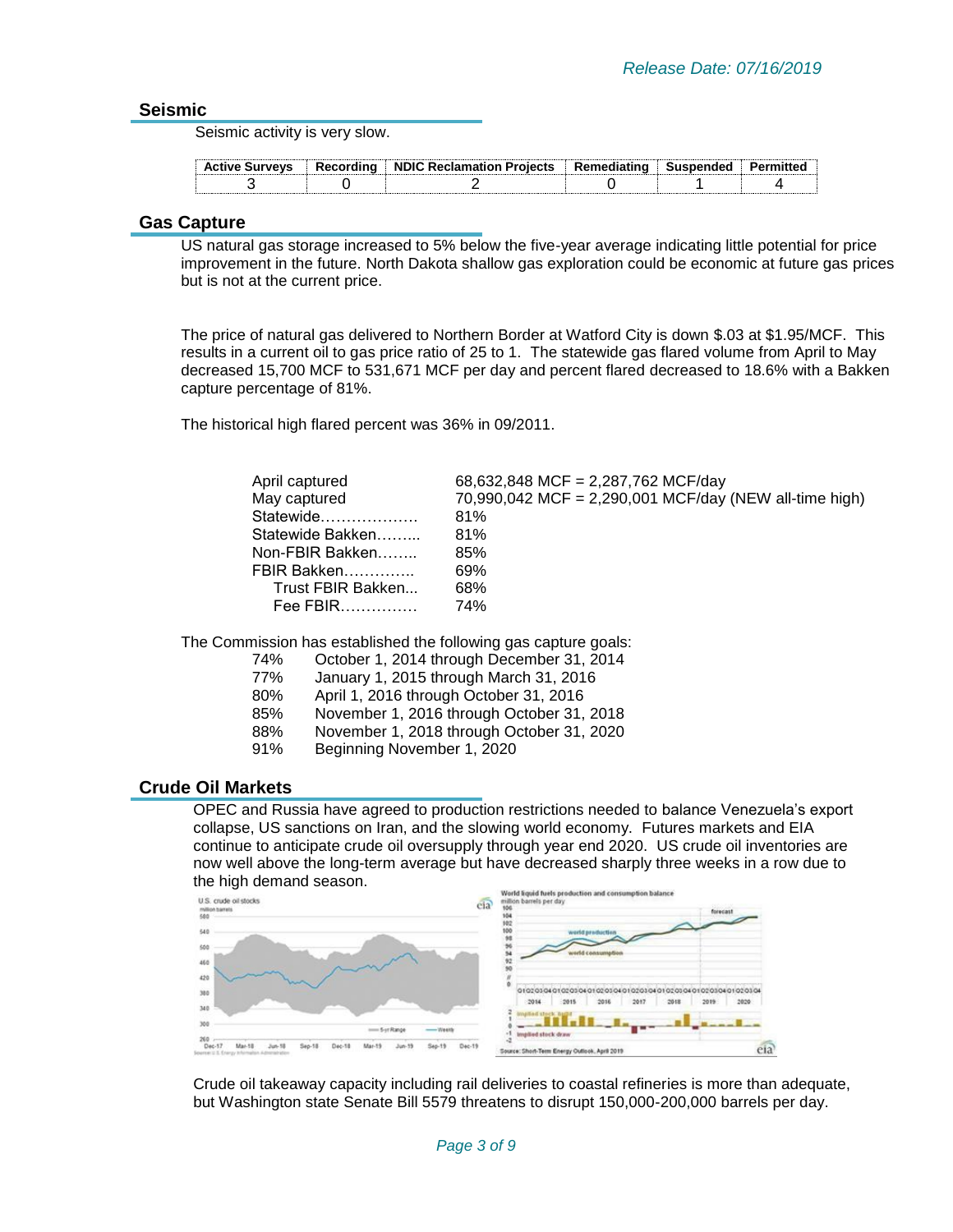*Release Date: 07/16/2019*

## Seismic

Seismic activity is very slow.

| Active Surveys | Recording | NDIC Reclamation Projects | Remediating | Suspended | Permitted |
|---|---|---|---|---|---|
| 3 | 0 | 2 | 0 | 1 | 4 |

## Gas Capture

US natural gas storage increased to 5% below the five-year average indicating little potential for price improvement in the future. North Dakota shallow gas exploration could be economic at future gas prices but is not at the current price.

The price of natural gas delivered to Northern Border at Watford City is down $.03 at $1.95/MCF. This results in a current oil to gas price ratio of 25 to 1. The statewide gas flared volume from April to May decreased 15,700 MCF to 531,671 MCF per day and percent flared decreased to 18.6% with a Bakken capture percentage of 81%.

The historical high flared percent was 36% in 09/2011.

| | |
|---|---|
| April captured | 68,632,848 MCF = 2,287,762 MCF/day |
| May captured | 70,990,042 MCF = 2,290,001 MCF/day (NEW all-time high) |
| Statewide………………. | 81% |
| Statewide Bakken……... | 81% |
| Non-FBIR Bakken…….. | 85% |
| FBIR Bakken………….. | 69% |
| Trust FBIR Bakken... | 68% |
| Fee FBIR…………… | 74% |

The Commission has established the following gas capture goals:

| | |
|---|---|
| 74% | October 1, 2014 through December 31, 2014 |
| 77% | January 1, 2015 through March 31, 2016 |
| 80% | April 1, 2016 through October 31, 2016 |
| 85% | November 1, 2016 through October 31, 2018 |
| 88% | November 1, 2018 through October 31, 2020 |
| 91% | Beginning November 1, 2020 |

## Crude Oil Markets

OPEC and Russia have agreed to production restrictions needed to balance Venezuela's export collapse, US sanctions on Iran, and the slowing world economy. Futures markets and EIA continue to anticipate crude oil oversupply through year end 2020. US crude oil inventories are now well above the long-term average but have decreased sharply three weeks in a row due to the high demand season.

U.S. crude oil stocks
million barrels
5-yr Range
Weekly

World liquid fuels production and consumption balance
million barrels per day
forecast
world production
world consumption
implied stock build
implied stock draw
Source: Short-Term Energy Outlook, April 2019

Crude oil takeaway capacity including rail deliveries to coastal refineries is more than adequate, but Washington state Senate Bill 5579 threatens to disrupt 150,000-200,000 barrels per day.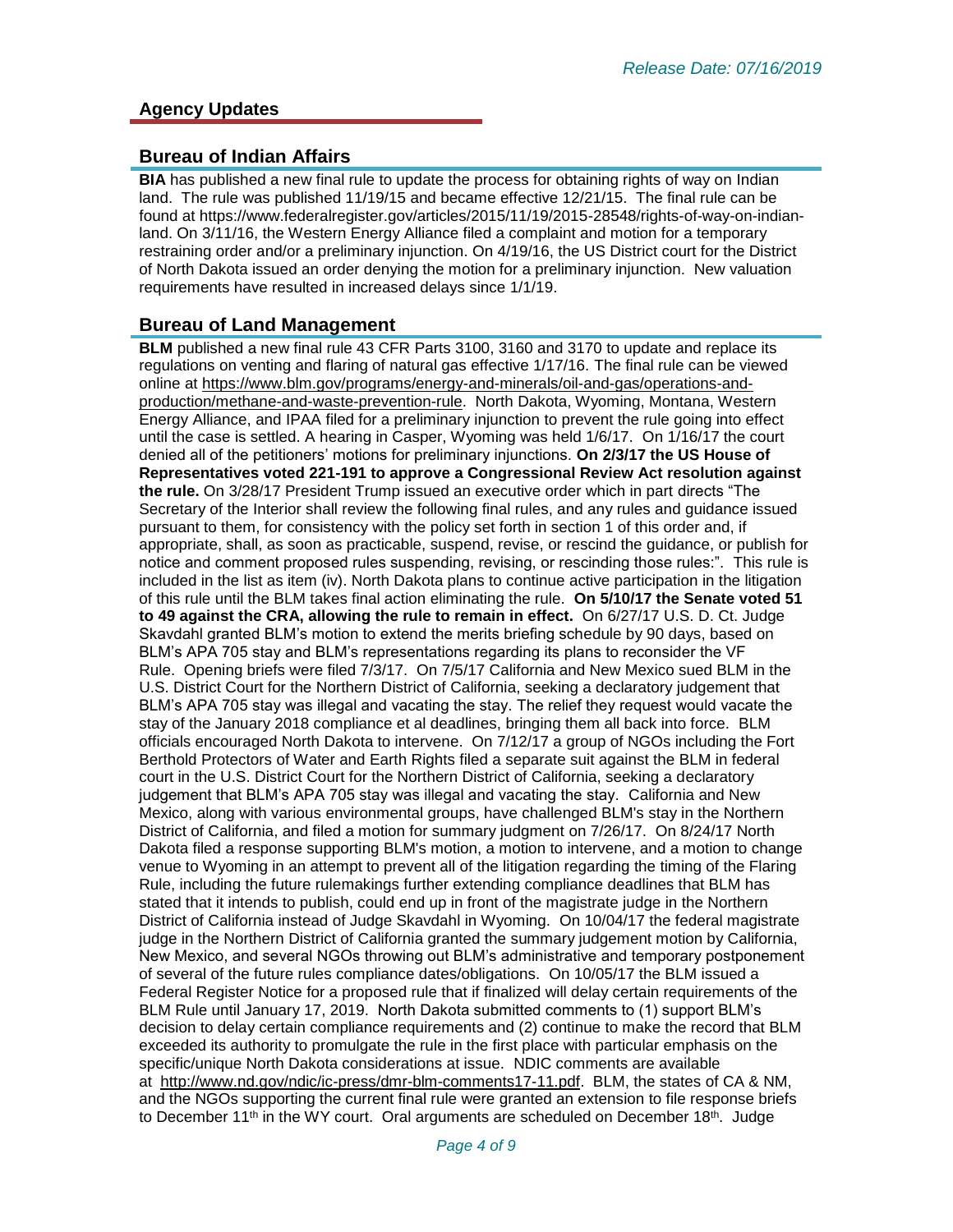## Agency Updates

### Bureau of Indian Affairs

**BIA** has published a new final rule to update the process for obtaining rights of way on Indian land. The rule was published 11/19/15 and became effective 12/21/15. The final rule can be found at https://www.federalregister.gov/articles/2015/11/19/2015-28548/rights-of-way-on-indian-land. On 3/11/16, the Western Energy Alliance filed a complaint and motion for a temporary restraining order and/or a preliminary injunction. On 4/19/16, the US District court for the District of North Dakota issued an order denying the motion for a preliminary injunction. New valuation requirements have resulted in increased delays since 1/1/19.

### Bureau of Land Management

**BLM** published a new final rule 43 CFR Parts 3100, 3160 and 3170 to update and replace its regulations on venting and flaring of natural gas effective 1/17/16. The final rule can be viewed online at https://www.blm.gov/programs/energy-and-minerals/oil-and-gas/operations-and-production/methane-and-waste-prevention-rule. North Dakota, Wyoming, Montana, Western Energy Alliance, and IPAA filed for a preliminary injunction to prevent the rule going into effect until the case is settled. A hearing in Casper, Wyoming was held 1/6/17. On 1/16/17 the court denied all of the petitioners' motions for preliminary injunctions. **On 2/3/17 the US House of Representatives voted 221-191 to approve a Congressional Review Act resolution against the rule.** On 3/28/17 President Trump issued an executive order which in part directs "The Secretary of the Interior shall review the following final rules, and any rules and guidance issued pursuant to them, for consistency with the policy set forth in section 1 of this order and, if appropriate, shall, as soon as practicable, suspend, revise, or rescind the guidance, or publish for notice and comment proposed rules suspending, revising, or rescinding those rules:". This rule is included in the list as item (iv). North Dakota plans to continue active participation in the litigation of this rule until the BLM takes final action eliminating the rule. **On 5/10/17 the Senate voted 51 to 49 against the CRA, allowing the rule to remain in effect.** On 6/27/17 U.S. D. Ct. Judge Skavdahl granted BLM's motion to extend the merits briefing schedule by 90 days, based on BLM's APA 705 stay and BLM's representations regarding its plans to reconsider the VF Rule. Opening briefs were filed 7/3/17. On 7/5/17 California and New Mexico sued BLM in the U.S. District Court for the Northern District of California, seeking a declaratory judgement that BLM's APA 705 stay was illegal and vacating the stay. The relief they request would vacate the stay of the January 2018 compliance et al deadlines, bringing them all back into force. BLM officials encouraged North Dakota to intervene. On 7/12/17 a group of NGOs including the Fort Berthold Protectors of Water and Earth Rights filed a separate suit against the BLM in federal court in the U.S. District Court for the Northern District of California, seeking a declaratory judgement that BLM's APA 705 stay was illegal and vacating the stay. California and New Mexico, along with various environmental groups, have challenged BLM's stay in the Northern District of California, and filed a motion for summary judgment on 7/26/17. On 8/24/17 North Dakota filed a response supporting BLM's motion, a motion to intervene, and a motion to change venue to Wyoming in an attempt to prevent all of the litigation regarding the timing of the Flaring Rule, including the future rulemakings further extending compliance deadlines that BLM has stated that it intends to publish, could end up in front of the magistrate judge in the Northern District of California instead of Judge Skavdahl in Wyoming. On 10/04/17 the federal magistrate judge in the Northern District of California granted the summary judgement motion by California, New Mexico, and several NGOs throwing out BLM's administrative and temporary postponement of several of the future rules compliance dates/obligations. On 10/05/17 the BLM issued a Federal Register Notice for a proposed rule that if finalized will delay certain requirements of the BLM Rule until January 17, 2019. North Dakota submitted comments to (1) support BLM's decision to delay certain compliance requirements and (2) continue to make the record that BLM exceeded its authority to promulgate the rule in the first place with particular emphasis on the specific/unique North Dakota considerations at issue. NDIC comments are available at http://www.nd.gov/ndic/ic-press/dmr-blm-comments17-11.pdf. BLM, the states of CA & NM, and the NGOs supporting the current final rule were granted an extension to file response briefs to December 11th in the WY court. Oral arguments are scheduled on December 18th. Judge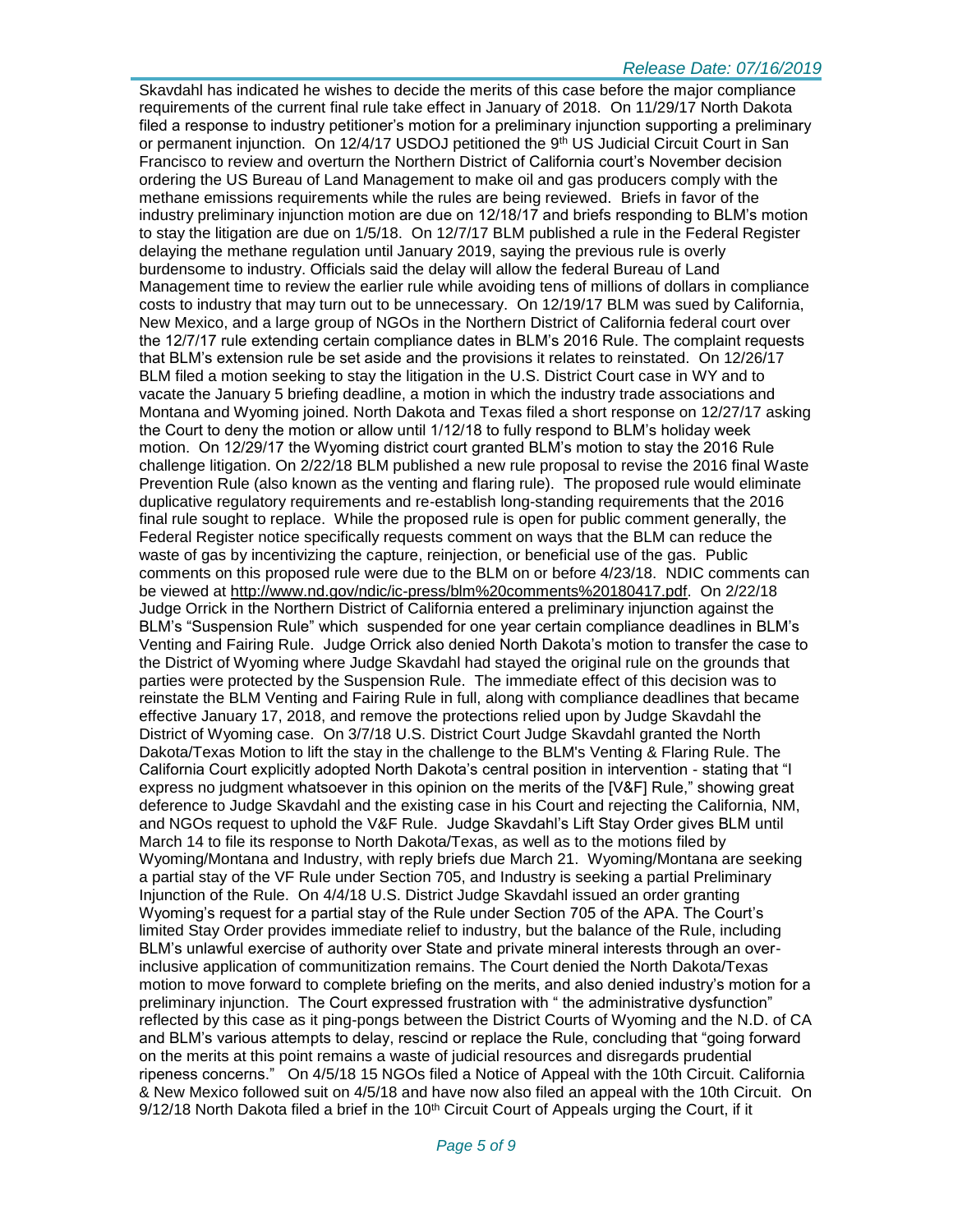Skavdahl has indicated he wishes to decide the merits of this case before the major compliance requirements of the current final rule take effect in January of 2018. On 11/29/17 North Dakota filed a response to industry petitioner's motion for a preliminary injunction supporting a preliminary or permanent injunction. On 12/4/17 USDOJ petitioned the 9th US Judicial Circuit Court in San Francisco to review and overturn the Northern District of California court's November decision ordering the US Bureau of Land Management to make oil and gas producers comply with the methane emissions requirements while the rules are being reviewed. Briefs in favor of the industry preliminary injunction motion are due on 12/18/17 and briefs responding to BLM's motion to stay the litigation are due on 1/5/18. On 12/7/17 BLM published a rule in the Federal Register delaying the methane regulation until January 2019, saying the previous rule is overly burdensome to industry. Officials said the delay will allow the federal Bureau of Land Management time to review the earlier rule while avoiding tens of millions of dollars in compliance costs to industry that may turn out to be unnecessary. On 12/19/17 BLM was sued by California, New Mexico, and a large group of NGOs in the Northern District of California federal court over the 12/7/17 rule extending certain compliance dates in BLM's 2016 Rule. The complaint requests that BLM's extension rule be set aside and the provisions it relates to reinstated. On 12/26/17 BLM filed a motion seeking to stay the litigation in the U.S. District Court case in WY and to vacate the January 5 briefing deadline, a motion in which the industry trade associations and Montana and Wyoming joined. North Dakota and Texas filed a short response on 12/27/17 asking the Court to deny the motion or allow until 1/12/18 to fully respond to BLM's holiday week motion. On 12/29/17 the Wyoming district court granted BLM's motion to stay the 2016 Rule challenge litigation. On 2/22/18 BLM published a new rule proposal to revise the 2016 final Waste Prevention Rule (also known as the venting and flaring rule). The proposed rule would eliminate duplicative regulatory requirements and re-establish long-standing requirements that the 2016 final rule sought to replace. While the proposed rule is open for public comment generally, the Federal Register notice specifically requests comment on ways that the BLM can reduce the waste of gas by incentivizing the capture, reinjection, or beneficial use of the gas. Public comments on this proposed rule were due to the BLM on or before 4/23/18. NDIC comments can be viewed at http://www.nd.gov/ndic/ic-press/blm%20comments%20180417.pdf. On 2/22/18 Judge Orrick in the Northern District of California entered a preliminary injunction against the BLM's "Suspension Rule" which suspended for one year certain compliance deadlines in BLM's Venting and Fairing Rule. Judge Orrick also denied North Dakota's motion to transfer the case to the District of Wyoming where Judge Skavdahl had stayed the original rule on the grounds that parties were protected by the Suspension Rule. The immediate effect of this decision was to reinstate the BLM Venting and Fairing Rule in full, along with compliance deadlines that became effective January 17, 2018, and remove the protections relied upon by Judge Skavdahl the District of Wyoming case. On 3/7/18 U.S. District Court Judge Skavdahl granted the North Dakota/Texas Motion to lift the stay in the challenge to the BLM's Venting & Flaring Rule. The California Court explicitly adopted North Dakota's central position in intervention - stating that "I express no judgment whatsoever in this opinion on the merits of the [V&F] Rule," showing great deference to Judge Skavdahl and the existing case in his Court and rejecting the California, NM, and NGOs request to uphold the V&F Rule. Judge Skavdahl's Lift Stay Order gives BLM until March 14 to file its response to North Dakota/Texas, as well as to the motions filed by Wyoming/Montana and Industry, with reply briefs due March 21. Wyoming/Montana are seeking a partial stay of the VF Rule under Section 705, and Industry is seeking a partial Preliminary Injunction of the Rule. On 4/4/18 U.S. District Judge Skavdahl issued an order granting Wyoming's request for a partial stay of the Rule under Section 705 of the APA. The Court's limited Stay Order provides immediate relief to industry, but the balance of the Rule, including BLM's unlawful exercise of authority over State and private mineral interests through an over-inclusive application of communitization remains. The Court denied the North Dakota/Texas motion to move forward to complete briefing on the merits, and also denied industry's motion for a preliminary injunction. The Court expressed frustration with " the administrative dysfunction" reflected by this case as it ping-pongs between the District Courts of Wyoming and the N.D. of CA and BLM's various attempts to delay, rescind or replace the Rule, concluding that "going forward on the merits at this point remains a waste of judicial resources and disregards prudential ripeness concerns." On 4/5/18 15 NGOs filed a Notice of Appeal with the 10th Circuit. California & New Mexico followed suit on 4/5/18 and have now also filed an appeal with the 10th Circuit. On 9/12/18 North Dakota filed a brief in the 10th Circuit Court of Appeals urging the Court, if it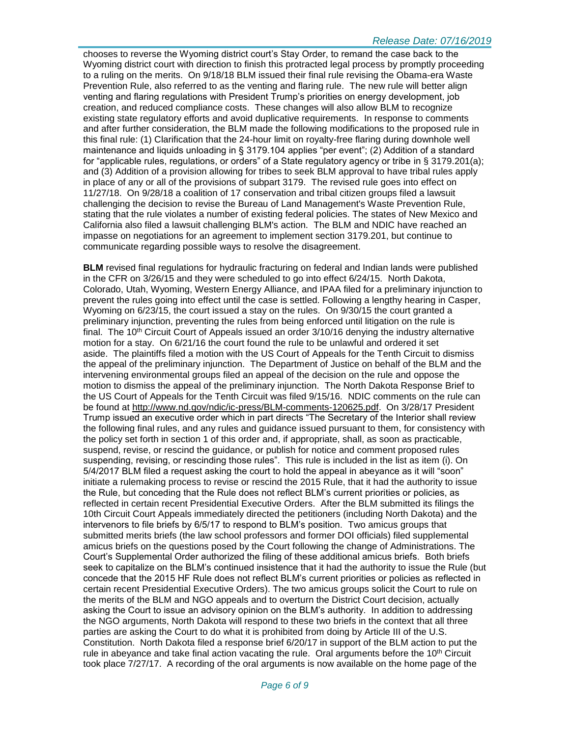chooses to reverse the Wyoming district court's Stay Order, to remand the case back to the Wyoming district court with direction to finish this protracted legal process by promptly proceeding to a ruling on the merits. On 9/18/18 BLM issued their final rule revising the Obama-era Waste Prevention Rule, also referred to as the venting and flaring rule. The new rule will better align venting and flaring regulations with President Trump's priorities on energy development, job creation, and reduced compliance costs. These changes will also allow BLM to recognize existing state regulatory efforts and avoid duplicative requirements. In response to comments and after further consideration, the BLM made the following modifications to the proposed rule in this final rule: (1) Clarification that the 24-hour limit on royalty-free flaring during downhole well maintenance and liquids unloading in § 3179.104 applies "per event"; (2) Addition of a standard for "applicable rules, regulations, or orders" of a State regulatory agency or tribe in § 3179.201(a); and (3) Addition of a provision allowing for tribes to seek BLM approval to have tribal rules apply in place of any or all of the provisions of subpart 3179. The revised rule goes into effect on 11/27/18. On 9/28/18 a coalition of 17 conservation and tribal citizen groups filed a lawsuit challenging the decision to revise the Bureau of Land Management's Waste Prevention Rule, stating that the rule violates a number of existing federal policies. The states of New Mexico and California also filed a lawsuit challenging BLM's action. The BLM and NDIC have reached an impasse on negotiations for an agreement to implement section 3179.201, but continue to communicate regarding possible ways to resolve the disagreement.

**BLM** revised final regulations for hydraulic fracturing on federal and Indian lands were published in the CFR on 3/26/15 and they were scheduled to go into effect 6/24/15. North Dakota, Colorado, Utah, Wyoming, Western Energy Alliance, and IPAA filed for a preliminary injunction to prevent the rules going into effect until the case is settled. Following a lengthy hearing in Casper, Wyoming on 6/23/15, the court issued a stay on the rules. On 9/30/15 the court granted a preliminary injunction, preventing the rules from being enforced until litigation on the rule is final. The 10th Circuit Court of Appeals issued an order 3/10/16 denying the industry alternative motion for a stay. On 6/21/16 the court found the rule to be unlawful and ordered it set aside. The plaintiffs filed a motion with the US Court of Appeals for the Tenth Circuit to dismiss the appeal of the preliminary injunction. The Department of Justice on behalf of the BLM and the intervening environmental groups filed an appeal of the decision on the rule and oppose the motion to dismiss the appeal of the preliminary injunction. The North Dakota Response Brief to the US Court of Appeals for the Tenth Circuit was filed 9/15/16. NDIC comments on the rule can be found at http://www.nd.gov/ndic/ic-press/BLM-comments-120625.pdf. On 3/28/17 President Trump issued an executive order which in part directs "The Secretary of the Interior shall review the following final rules, and any rules and guidance issued pursuant to them, for consistency with the policy set forth in section 1 of this order and, if appropriate, shall, as soon as practicable, suspend, revise, or rescind the guidance, or publish for notice and comment proposed rules suspending, revising, or rescinding those rules". This rule is included in the list as item (i). On 5/4/2017 BLM filed a request asking the court to hold the appeal in abeyance as it will "soon" initiate a rulemaking process to revise or rescind the 2015 Rule, that it had the authority to issue the Rule, but conceding that the Rule does not reflect BLM's current priorities or policies, as reflected in certain recent Presidential Executive Orders. After the BLM submitted its filings the 10th Circuit Court Appeals immediately directed the petitioners (including North Dakota) and the intervenors to file briefs by 6/5/17 to respond to BLM's position. Two amicus groups that submitted merits briefs (the law school professors and former DOI officials) filed supplemental amicus briefs on the questions posed by the Court following the change of Administrations. The Court's Supplemental Order authorized the filing of these additional amicus briefs. Both briefs seek to capitalize on the BLM's continued insistence that it had the authority to issue the Rule (but concede that the 2015 HF Rule does not reflect BLM's current priorities or policies as reflected in certain recent Presidential Executive Orders). The two amicus groups solicit the Court to rule on the merits of the BLM and NGO appeals and to overturn the District Court decision, actually asking the Court to issue an advisory opinion on the BLM's authority. In addition to addressing the NGO arguments, North Dakota will respond to these two briefs in the context that all three parties are asking the Court to do what it is prohibited from doing by Article III of the U.S. Constitution. North Dakota filed a response brief 6/20/17 in support of the BLM action to put the rule in abeyance and take final action vacating the rule. Oral arguments before the 10th Circuit took place 7/27/17. A recording of the oral arguments is now available on the home page of the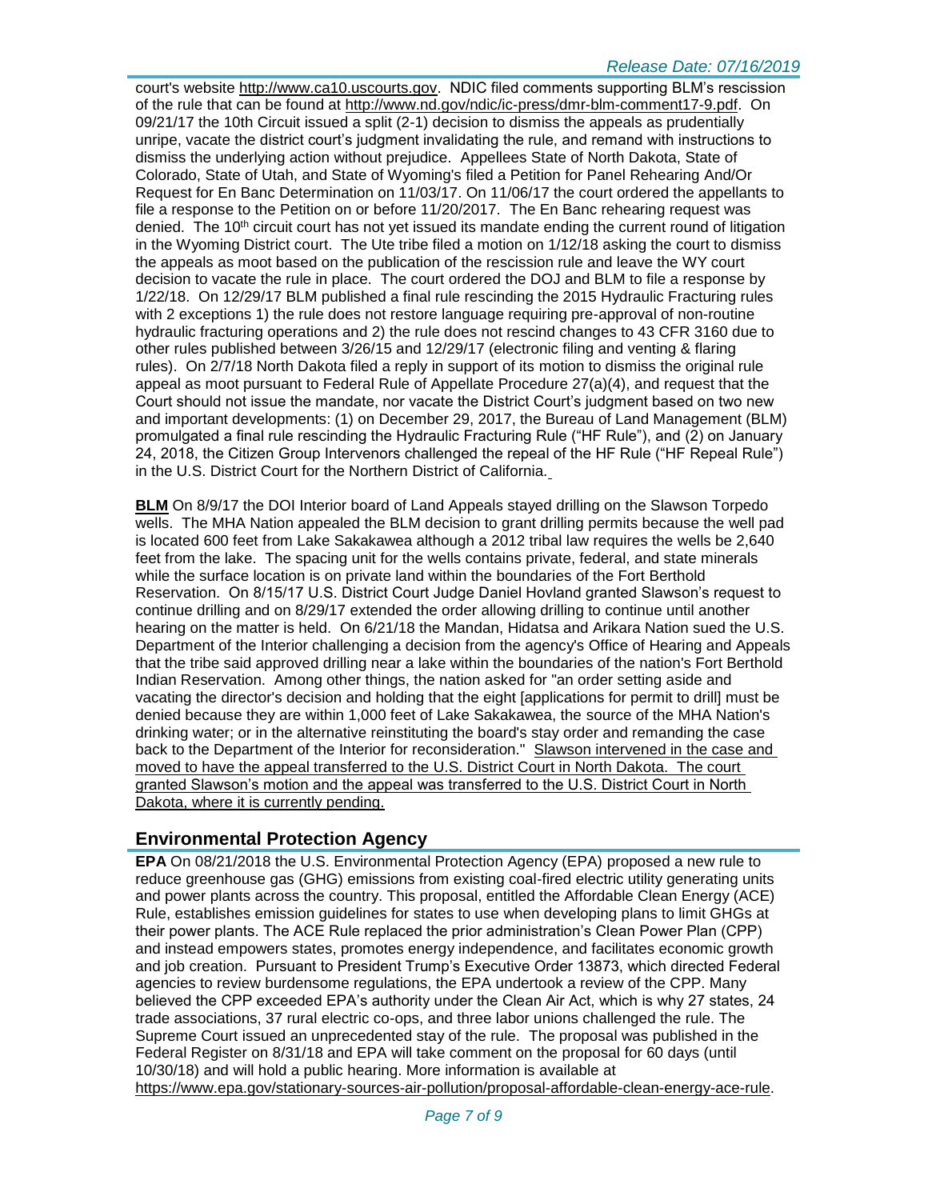court's website http://www.ca10.uscourts.gov. NDIC filed comments supporting BLM's rescission of the rule that can be found at http://www.nd.gov/ndic/ic-press/dmr-blm-comment17-9.pdf. On 09/21/17 the 10th Circuit issued a split (2-1) decision to dismiss the appeals as prudentially unripe, vacate the district court's judgment invalidating the rule, and remand with instructions to dismiss the underlying action without prejudice. Appellees State of North Dakota, State of Colorado, State of Utah, and State of Wyoming's filed a Petition for Panel Rehearing And/Or Request for En Banc Determination on 11/03/17. On 11/06/17 the court ordered the appellants to file a response to the Petition on or before 11/20/2017. The En Banc rehearing request was denied. The 10th circuit court has not yet issued its mandate ending the current round of litigation in the Wyoming District court. The Ute tribe filed a motion on 1/12/18 asking the court to dismiss the appeals as moot based on the publication of the rescission rule and leave the WY court decision to vacate the rule in place. The court ordered the DOJ and BLM to file a response by 1/22/18. On 12/29/17 BLM published a final rule rescinding the 2015 Hydraulic Fracturing rules with 2 exceptions 1) the rule does not restore language requiring pre-approval of non-routine hydraulic fracturing operations and 2) the rule does not rescind changes to 43 CFR 3160 due to other rules published between 3/26/15 and 12/29/17 (electronic filing and venting & flaring rules). On 2/7/18 North Dakota filed a reply in support of its motion to dismiss the original rule appeal as moot pursuant to Federal Rule of Appellate Procedure 27(a)(4), and request that the Court should not issue the mandate, nor vacate the District Court's judgment based on two new and important developments: (1) on December 29, 2017, the Bureau of Land Management (BLM) promulgated a final rule rescinding the Hydraulic Fracturing Rule ("HF Rule"), and (2) on January 24, 2018, the Citizen Group Intervenors challenged the repeal of the HF Rule ("HF Repeal Rule") in the U.S. District Court for the Northern District of California.

**BLM** On 8/9/17 the DOI Interior board of Land Appeals stayed drilling on the Slawson Torpedo wells. The MHA Nation appealed the BLM decision to grant drilling permits because the well pad is located 600 feet from Lake Sakakawea although a 2012 tribal law requires the wells be 2,640 feet from the lake. The spacing unit for the wells contains private, federal, and state minerals while the surface location is on private land within the boundaries of the Fort Berthold Reservation. On 8/15/17 U.S. District Court Judge Daniel Hovland granted Slawson's request to continue drilling and on 8/29/17 extended the order allowing drilling to continue until another hearing on the matter is held. On 6/21/18 the Mandan, Hidatsa and Arikara Nation sued the U.S. Department of the Interior challenging a decision from the agency's Office of Hearing and Appeals that the tribe said approved drilling near a lake within the boundaries of the nation's Fort Berthold Indian Reservation. Among other things, the nation asked for "an order setting aside and vacating the director's decision and holding that the eight [applications for permit to drill] must be denied because they are within 1,000 feet of Lake Sakakawea, the source of the MHA Nation's drinking water; or in the alternative reinstituting the board's stay order and remanding the case back to the Department of the Interior for reconsideration." Slawson intervened in the case and moved to have the appeal transferred to the U.S. District Court in North Dakota. The court granted Slawson's motion and the appeal was transferred to the U.S. District Court in North Dakota, where it is currently pending.

## Environmental Protection Agency

**EPA** On 08/21/2018 the U.S. Environmental Protection Agency (EPA) proposed a new rule to reduce greenhouse gas (GHG) emissions from existing coal-fired electric utility generating units and power plants across the country. This proposal, entitled the Affordable Clean Energy (ACE) Rule, establishes emission guidelines for states to use when developing plans to limit GHGs at their power plants. The ACE Rule replaced the prior administration's Clean Power Plan (CPP) and instead empowers states, promotes energy independence, and facilitates economic growth and job creation. Pursuant to President Trump's Executive Order 13873, which directed Federal agencies to review burdensome regulations, the EPA undertook a review of the CPP. Many believed the CPP exceeded EPA's authority under the Clean Air Act, which is why 27 states, 24 trade associations, 37 rural electric co-ops, and three labor unions challenged the rule. The Supreme Court issued an unprecedented stay of the rule. The proposal was published in the Federal Register on 8/31/18 and EPA will take comment on the proposal for 60 days (until 10/30/18) and will hold a public hearing. More information is available at https://www.epa.gov/stationary-sources-air-pollution/proposal-affordable-clean-energy-ace-rule.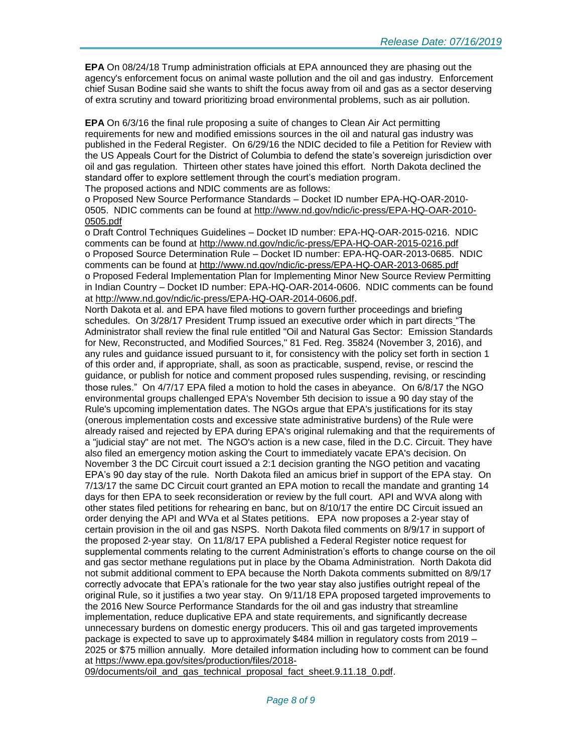**EPA** On 08/24/18 Trump administration officials at EPA announced they are phasing out the agency's enforcement focus on animal waste pollution and the oil and gas industry. Enforcement chief Susan Bodine said she wants to shift the focus away from oil and gas as a sector deserving of extra scrutiny and toward prioritizing broad environmental problems, such as air pollution.

**EPA** On 6/3/16 the final rule proposing a suite of changes to Clean Air Act permitting requirements for new and modified emissions sources in the oil and natural gas industry was published in the Federal Register. On 6/29/16 the NDIC decided to file a Petition for Review with the US Appeals Court for the District of Columbia to defend the state's sovereign jurisdiction over oil and gas regulation. Thirteen other states have joined this effort. North Dakota declined the standard offer to explore settlement through the court's mediation program.
The proposed actions and NDIC comments are as follows:

o Proposed New Source Performance Standards – Docket ID number EPA-HQ-OAR-2010-0505. NDIC comments can be found at http://www.nd.gov/ndic/ic-press/EPA-HQ-OAR-2010-0505.pdf

o Draft Control Techniques Guidelines – Docket ID number: EPA-HQ-OAR-2015-0216. NDIC comments can be found at http://www.nd.gov/ndic/ic-press/EPA-HQ-OAR-2015-0216.pdf

o Proposed Source Determination Rule – Docket ID number: EPA-HQ-OAR-2013-0685. NDIC comments can be found at http://www.nd.gov/ndic/ic-press/EPA-HQ-OAR-2013-0685.pdf

o Proposed Federal Implementation Plan for Implementing Minor New Source Review Permitting in Indian Country – Docket ID number: EPA-HQ-OAR-2014-0606. NDIC comments can be found at http://www.nd.gov/ndic/ic-press/EPA-HQ-OAR-2014-0606.pdf.

North Dakota et al. and EPA have filed motions to govern further proceedings and briefing schedules. On 3/28/17 President Trump issued an executive order which in part directs "The Administrator shall review the final rule entitled "Oil and Natural Gas Sector: Emission Standards for New, Reconstructed, and Modified Sources," 81 Fed. Reg. 35824 (November 3, 2016), and any rules and guidance issued pursuant to it, for consistency with the policy set forth in section 1 of this order and, if appropriate, shall, as soon as practicable, suspend, revise, or rescind the guidance, or publish for notice and comment proposed rules suspending, revising, or rescinding those rules." On 4/7/17 EPA filed a motion to hold the cases in abeyance. On 6/8/17 the NGO environmental groups challenged EPA's November 5th decision to issue a 90 day stay of the Rule's upcoming implementation dates. The NGOs argue that EPA's justifications for its stay (onerous implementation costs and excessive state administrative burdens) of the Rule were already raised and rejected by EPA during EPA's original rulemaking and that the requirements of a "judicial stay" are not met. The NGO's action is a new case, filed in the D.C. Circuit. They have also filed an emergency motion asking the Court to immediately vacate EPA's decision. On November 3 the DC Circuit court issued a 2:1 decision granting the NGO petition and vacating EPA's 90 day stay of the rule. North Dakota filed an amicus brief in support of the EPA stay. On 7/13/17 the same DC Circuit court granted an EPA motion to recall the mandate and granting 14 days for then EPA to seek reconsideration or review by the full court. API and WVA along with other states filed petitions for rehearing en banc, but on 8/10/17 the entire DC Circuit issued an order denying the API and WVa et al States petitions. EPA now proposes a 2-year stay of certain provision in the oil and gas NSPS. North Dakota filed comments on 8/9/17 in support of the proposed 2-year stay. On 11/8/17 EPA published a Federal Register notice request for supplemental comments relating to the current Administration's efforts to change course on the oil and gas sector methane regulations put in place by the Obama Administration. North Dakota did not submit additional comment to EPA because the North Dakota comments submitted on 8/9/17 correctly advocate that EPA's rationale for the two year stay also justifies outright repeal of the original Rule, so it justifies a two year stay. On 9/11/18 EPA proposed targeted improvements to the 2016 New Source Performance Standards for the oil and gas industry that streamline implementation, reduce duplicative EPA and state requirements, and significantly decrease unnecessary burdens on domestic energy producers. This oil and gas targeted improvements package is expected to save up to approximately $484 million in regulatory costs from 2019 – 2025 or $75 million annually. More detailed information including how to comment can be found at https://www.epa.gov/sites/production/files/2018-09/documents/oil_and_gas_technical_proposal_fact_sheet.9.11.18_0.pdf.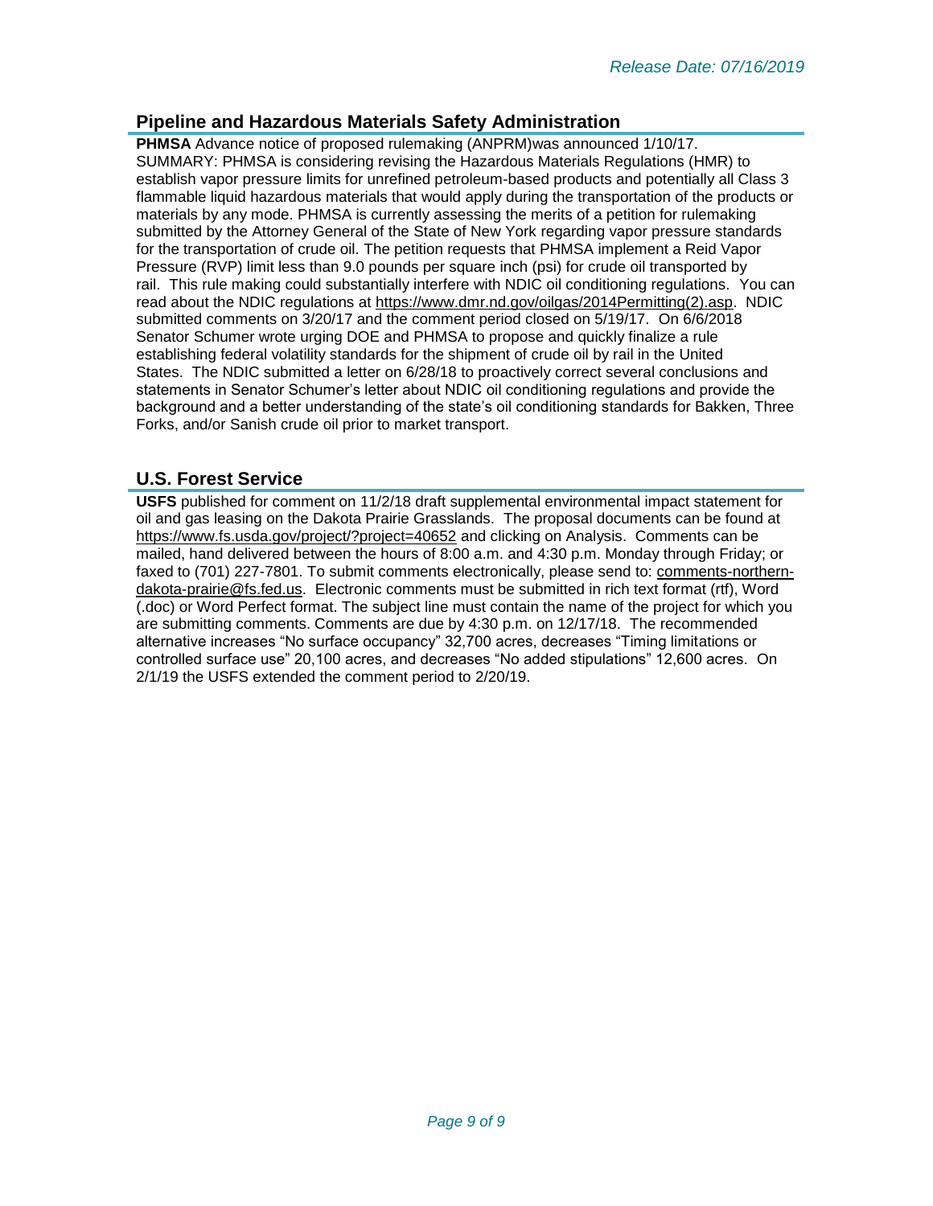## Pipeline and Hazardous Materials Safety Administration

**PHMSA** Advance notice of proposed rulemaking (ANPRM)was announced 1/10/17. SUMMARY: PHMSA is considering revising the Hazardous Materials Regulations (HMR) to establish vapor pressure limits for unrefined petroleum-based products and potentially all Class 3 flammable liquid hazardous materials that would apply during the transportation of the products or materials by any mode. PHMSA is currently assessing the merits of a petition for rulemaking submitted by the Attorney General of the State of New York regarding vapor pressure standards for the transportation of crude oil. The petition requests that PHMSA implement a Reid Vapor Pressure (RVP) limit less than 9.0 pounds per square inch (psi) for crude oil transported by rail. This rule making could substantially interfere with NDIC oil conditioning regulations. You can read about the NDIC regulations at https://www.dmr.nd.gov/oilgas/2014Permitting(2).asp. NDIC submitted comments on 3/20/17 and the comment period closed on 5/19/17. On 6/6/2018 Senator Schumer wrote urging DOE and PHMSA to propose and quickly finalize a rule establishing federal volatility standards for the shipment of crude oil by rail in the United States. The NDIC submitted a letter on 6/28/18 to proactively correct several conclusions and statements in Senator Schumer's letter about NDIC oil conditioning regulations and provide the background and a better understanding of the state's oil conditioning standards for Bakken, Three Forks, and/or Sanish crude oil prior to market transport.

## U.S. Forest Service

**USFS** published for comment on 11/2/18 draft supplemental environmental impact statement for oil and gas leasing on the Dakota Prairie Grasslands. The proposal documents can be found at https://www.fs.usda.gov/project/?project=40652 and clicking on Analysis. Comments can be mailed, hand delivered between the hours of 8:00 a.m. and 4:30 p.m. Monday through Friday; or faxed to (701) 227-7801. To submit comments electronically, please send to: comments-northern-dakota-prairie@fs.fed.us. Electronic comments must be submitted in rich text format (rtf), Word (.doc) or Word Perfect format. The subject line must contain the name of the project for which you are submitting comments. Comments are due by 4:30 p.m. on 12/17/18. The recommended alternative increases "No surface occupancy" 32,700 acres, decreases "Timing limitations or controlled surface use" 20,100 acres, and decreases "No added stipulations" 12,600 acres. On 2/1/19 the USFS extended the comment period to 2/20/19.